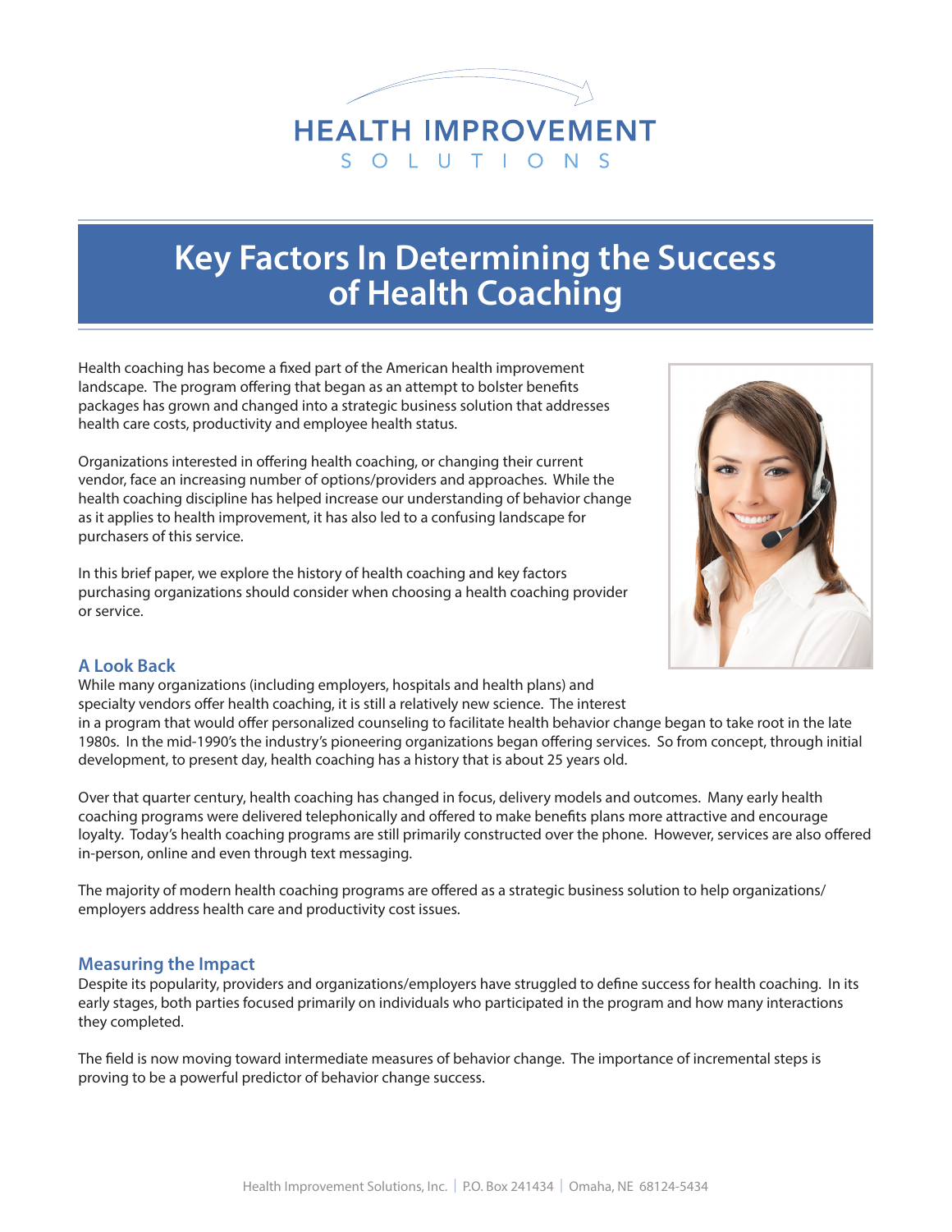HEALTH IMPROVEMENT
SOLUTIONS

# Key Factors In Determining the Success of Health Coaching

Health coaching has become a fixed part of the American health improvement landscape. The program offering that began as an attempt to bolster benefits packages has grown and changed into a strategic business solution that addresses health care costs, productivity and employee health status.

Organizations interested in offering health coaching, or changing their current vendor, face an increasing number of options/providers and approaches. While the health coaching discipline has helped increase our understanding of behavior change as it applies to health improvement, it has also led to a confusing landscape for purchasers of this service.

In this brief paper, we explore the history of health coaching and key factors purchasing organizations should consider when choosing a health coaching provider or service.

## A Look Back

While many organizations (including employers, hospitals and health plans) and specialty vendors offer health coaching, it is still a relatively new science. The interest in a program that would offer personalized counseling to facilitate health behavior change began to take root in the late 1980s. In the mid-1990's the industry's pioneering organizations began offering services. So from concept, through initial development, to present day, health coaching has a history that is about 25 years old.

Over that quarter century, health coaching has changed in focus, delivery models and outcomes. Many early health coaching programs were delivered telephonically and offered to make benefits plans more attractive and encourage loyalty. Today's health coaching programs are still primarily constructed over the phone. However, services are also offered in-person, online and even through text messaging.

The majority of modern health coaching programs are offered as a strategic business solution to help organizations/employers address health care and productivity cost issues.

## Measuring the Impact

Despite its popularity, providers and organizations/employers have struggled to define success for health coaching. In its early stages, both parties focused primarily on individuals who participated in the program and how many interactions they completed.

The field is now moving toward intermediate measures of behavior change. The importance of incremental steps is proving to be a powerful predictor of behavior change success.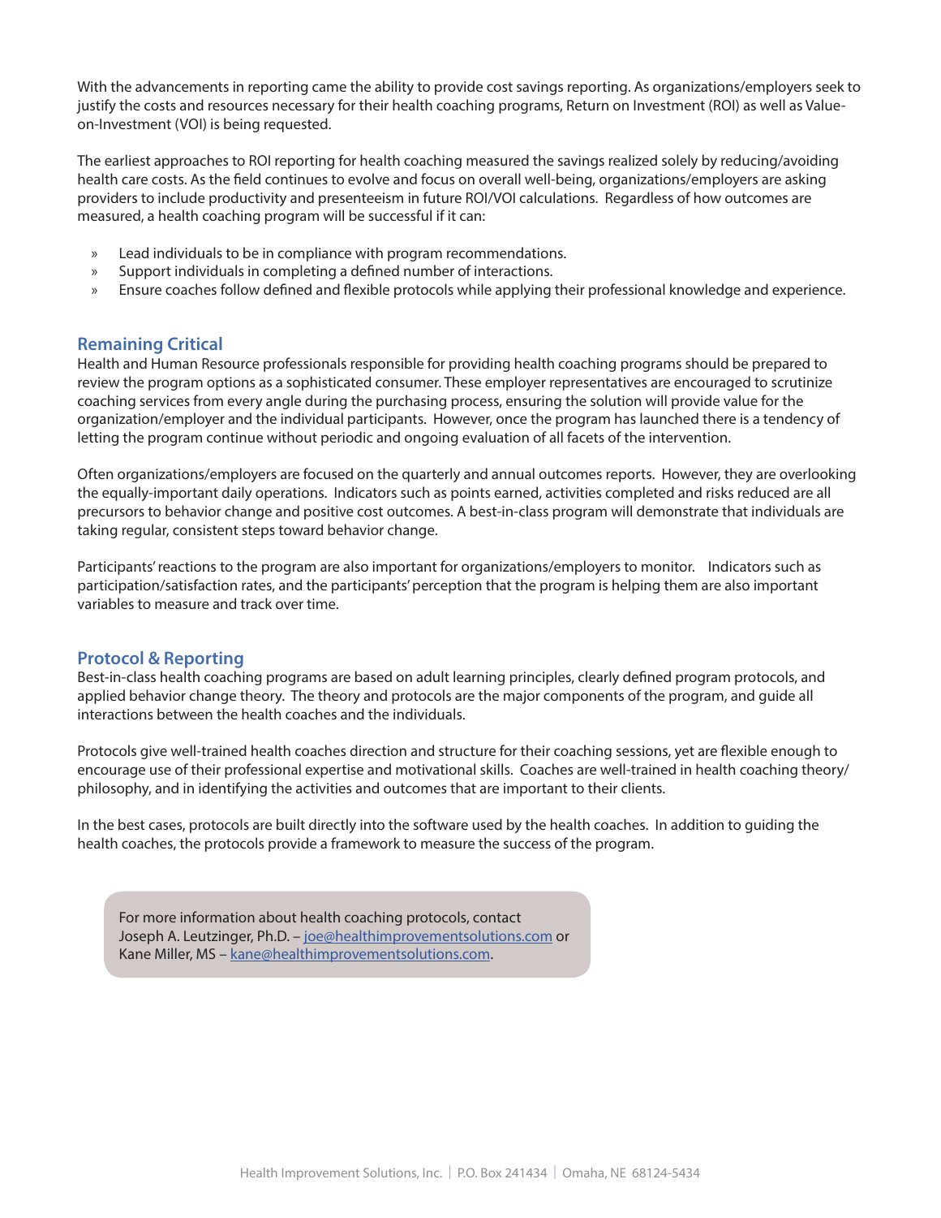With the advancements in reporting came the ability to provide cost savings reporting. As organizations/employers seek to justify the costs and resources necessary for their health coaching programs, Return on Investment (ROI) as well as Value-on-Investment (VOI) is being requested.

The earliest approaches to ROI reporting for health coaching measured the savings realized solely by reducing/avoiding health care costs. As the field continues to evolve and focus on overall well-being, organizations/employers are asking providers to include productivity and presenteeism in future ROI/VOI calculations. Regardless of how outcomes are measured, a health coaching program will be successful if it can:

- Lead individuals to be in compliance with program recommendations.
- Support individuals in completing a defined number of interactions.
- Ensure coaches follow defined and flexible protocols while applying their professional knowledge and experience.

## Remaining Critical

Health and Human Resource professionals responsible for providing health coaching programs should be prepared to review the program options as a sophisticated consumer. These employer representatives are encouraged to scrutinize coaching services from every angle during the purchasing process, ensuring the solution will provide value for the organization/employer and the individual participants. However, once the program has launched there is a tendency of letting the program continue without periodic and ongoing evaluation of all facets of the intervention.

Often organizations/employers are focused on the quarterly and annual outcomes reports. However, they are overlooking the equally-important daily operations. Indicators such as points earned, activities completed and risks reduced are all precursors to behavior change and positive cost outcomes. A best-in-class program will demonstrate that individuals are taking regular, consistent steps toward behavior change.

Participants' reactions to the program are also important for organizations/employers to monitor. Indicators such as participation/satisfaction rates, and the participants' perception that the program is helping them are also important variables to measure and track over time.

## Protocol & Reporting

Best-in-class health coaching programs are based on adult learning principles, clearly defined program protocols, and applied behavior change theory. The theory and protocols are the major components of the program, and guide all interactions between the health coaches and the individuals.

Protocols give well-trained health coaches direction and structure for their coaching sessions, yet are flexible enough to encourage use of their professional expertise and motivational skills. Coaches are well-trained in health coaching theory/philosophy, and in identifying the activities and outcomes that are important to their clients.

In the best cases, protocols are built directly into the software used by the health coaches. In addition to guiding the health coaches, the protocols provide a framework to measure the success of the program.

For more information about health coaching protocols, contact
Joseph A. Leutzinger, Ph.D. – joe@healthimprovementsolutions.com or
Kane Miller, MS – kane@healthimprovementsolutions.com.

Health Improvement Solutions, Inc. | P.O. Box 241434 | Omaha, NE 68124-5434